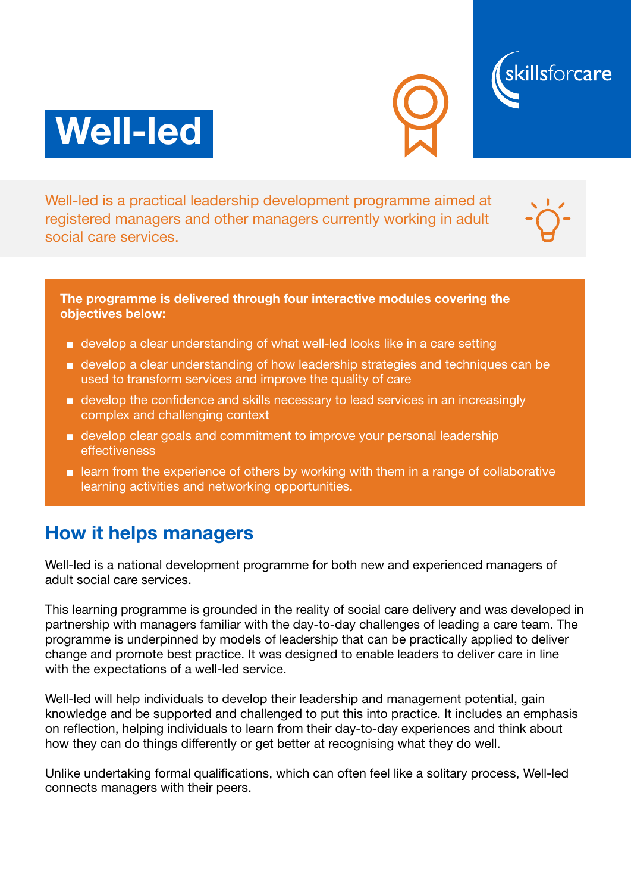# Well-led

Well-led is a practical leadership development programme aimed at registered managers and other managers currently working in adult social care services.

**The programme is delivered through four interactive modules covering the objectives below:**

- develop a clear understanding of what well-led looks like in a care setting
- develop a clear understanding of how leadership strategies and techniques can be used to transform services and improve the quality of care
- develop the confidence and skills necessary to lead services in an increasingly complex and challenging context
- develop clear goals and commitment to improve your personal leadership effectiveness
- learn from the experience of others by working with them in a range of collaborative learning activities and networking opportunities.

## How it helps managers

Well-led is a national development programme for both new and experienced managers of adult social care services.

This learning programme is grounded in the reality of social care delivery and was developed in partnership with managers familiar with the day-to-day challenges of leading a care team. The programme is underpinned by models of leadership that can be practically applied to deliver change and promote best practice. It was designed to enable leaders to deliver care in line with the expectations of a well-led service.

Well-led will help individuals to develop their leadership and management potential, gain knowledge and be supported and challenged to put this into practice. It includes an emphasis on reflection, helping individuals to learn from their day-to-day experiences and think about how they can do things differently or get better at recognising what they do well.

Unlike undertaking formal qualifications, which can often feel like a solitary process, Well-led connects managers with their peers.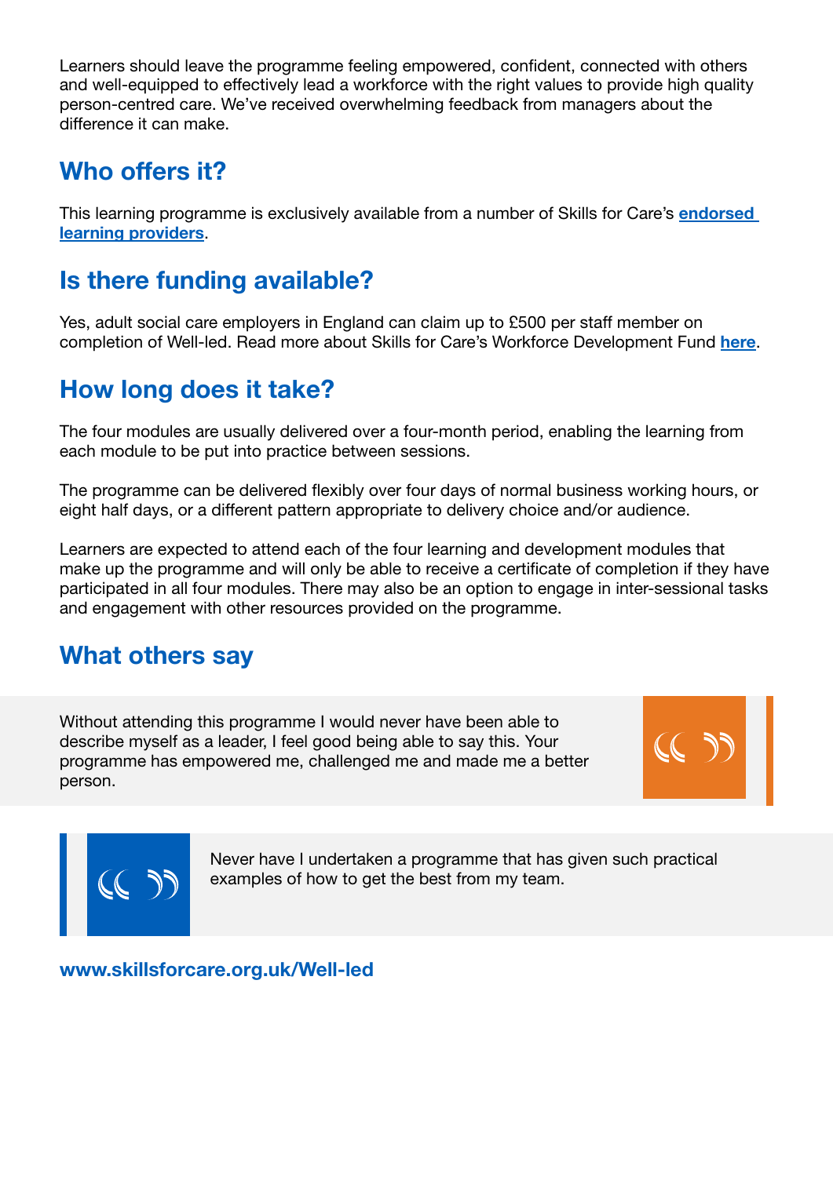Learners should leave the programme feeling empowered, confident, connected with others and well-equipped to effectively lead a workforce with the right values to provide high quality person-centred care. We've received overwhelming feedback from managers about the difference it can make.

## Who offers it?

This learning programme is exclusively available from a number of Skills for Care's **endorsed learning providers**.

## Is there funding available?

Yes, adult social care employers in England can claim up to £500 per staff member on completion of Well-led. Read more about Skills for Care's Workforce Development Fund **here**.

## How long does it take?

The four modules are usually delivered over a four-month period, enabling the learning from each module to be put into practice between sessions.

The programme can be delivered flexibly over four days of normal business working hours, or eight half days, or a different pattern appropriate to delivery choice and/or audience.

Learners are expected to attend each of the four learning and development modules that make up the programme and will only be able to receive a certificate of completion if they have participated in all four modules. There may also be an option to engage in inter-sessional tasks and engagement with other resources provided on the programme.

## What others say

> Without attending this programme I would never have been able to describe myself as a leader, I feel good being able to say this. Your programme has empowered me, challenged me and made me a better person.

> Never have I undertaken a programme that has given such practical examples of how to get the best from my team.

**www.skillsforcare.org.uk/Well-led**